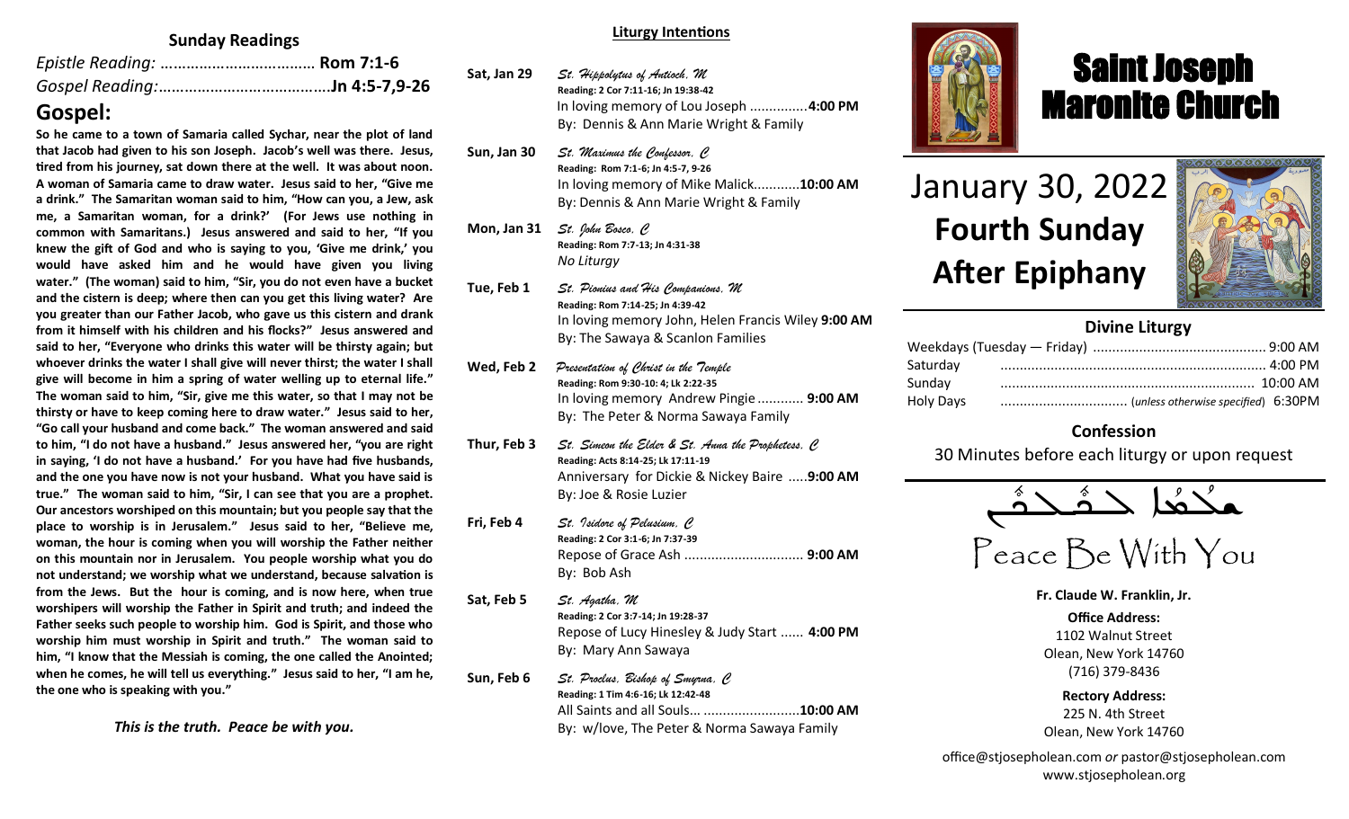## Sunday Readings

*Epistle Reading:* ................................... **Rom 7:1-6**
*Gospel Reading:*....................................... **Jn 4:5-7,9-26**

# Gospel:

**So he came to a town of Samaria called Sychar, near the plot of land that Jacob had given to his son Joseph. Jacob's well was there. Jesus, tired from his journey, sat down there at the well. It was about noon. A woman of Samaria came to draw water. Jesus said to her, "Give me a drink." The Samaritan woman said to him, "How can you, a Jew, ask me, a Samaritan woman, for a drink?' (For Jews use nothing in common with Samaritans.) Jesus answered and said to her, "If you knew the gift of God and who is saying to you, 'Give me drink,' you would have asked him and he would have given you living water." (The woman) said to him, "Sir, you do not even have a bucket and the cistern is deep; where then can you get this living water? Are you greater than our Father Jacob, who gave us this cistern and drank from it himself with his children and his flocks?" Jesus answered and said to her, "Everyone who drinks this water will be thirsty again; but whoever drinks the water I shall give will never thirst; the water I shall give will become in him a spring of water welling up to eternal life." The woman said to him, "Sir, give me this water, so that I may not be thirsty or have to keep coming here to draw water." Jesus said to her, "Go call your husband and come back." The woman answered and said to him, "I do not have a husband." Jesus answered her, "you are right in saying, 'I do not have a husband.' For you have had five husbands, and the one you have now is not your husband. What you have said is true." The woman said to him, "Sir, I can see that you are a prophet. Our ancestors worshiped on this mountain; but you people say that the place to worship is in Jerusalem." Jesus said to her, "Believe me, woman, the hour is coming when you will worship the Father neither on this mountain nor in Jerusalem. You people worship what you do not understand; we worship what we understand, because salvation is from the Jews. But the hour is coming, and is now here, when true worshipers will worship the Father in Spirit and truth; and indeed the Father seeks such people to worship him. God is Spirit, and those who worship him must worship in Spirit and truth." The woman said to him, "I know that the Messiah is coming, the one called the Anointed; when he comes, he will tell us everything." Jesus said to her, "I am he, the one who is speaking with you."**

***This is the truth. Peace be with you.***

## Liturgy Intentions

**Sat, Jan 29** — *St. Hippolytus of Antioch, M*
**Reading: 2 Cor 7:11-16; Jn 19:38-42**
In loving memory of Lou Joseph ...............**4:00 PM**
By: Dennis & Ann Marie Wright & Family

**Sun, Jan 30** — *St. Maximus the Confessor, C*
**Reading: Rom 7:1-6; Jn 4:5-7, 9-26**
In loving memory of Mike Malick............**10:00 AM**
By: Dennis & Ann Marie Wright & Family

**Mon, Jan 31** — *St. John Bosco, C*
**Reading: Rom 7:7-13; Jn 4:31-38**
*No Liturgy*

**Tue, Feb 1** — *St. Pionius and His Companions, M*
**Reading: Rom 7:14-25; Jn 4:39-42**
In loving memory John, Helen Francis Wiley **9:00 AM**
By: The Sawaya & Scanlon Families

**Wed, Feb 2** — *Presentation of Christ in the Temple*
**Reading: Rom 9:30-10: 4; Lk 2:22-35**
In loving memory Andrew Pingie ............ **9:00 AM**
By: The Peter & Norma Sawaya Family

**Thur, Feb 3** — *St. Simeon the Elder & St. Anna the Prophetess, C*
**Reading: Acts 8:14-25; Lk 17:11-19**
Anniversary for Dickie & Nickey Baire .....**9:00 AM**
By: Joe & Rosie Luzier

**Fri, Feb 4** — *St. Isidore of Pelusium, C*
**Reading: 2 Cor 3:1-6; Jn 7:37-39**
Repose of Grace Ash ............................... **9:00 AM**
By: Bob Ash

**Sat, Feb 5** — *St. Agatha, M*
**Reading: 2 Cor 3:7-14; Jn 19:28-37**
Repose of Lucy Hinesley & Judy Start ...... **4:00 PM**
By: Mary Ann Sawaya

**Sun, Feb 6** — *St. Proclus, Bishop of Smyrna, C*
**Reading: 1 Tim 4:6-16; Lk 12:42-48**
All Saints and all Souls... .........................**10:00 AM**
By: w/love, The Peter & Norma Sawaya Family

# Saint Joseph Maronite Church

# January 30, 2022
# **Fourth Sunday After Epiphany**

## Divine Liturgy

| | |
|---|---|
| Weekdays (Tuesday — Friday) | 9:00 AM |
| Saturday | 4:00 PM |
| Sunday | 10:00 AM |
| Holy Days | (*unless otherwise specified*) 6:30PM |

## Confession

30 Minutes before each liturgy or upon request

ܫܠܡܐ ܥܡܟܘܢ

Peace Be With You

**Fr. Claude W. Franklin, Jr.**

**Office Address:**
1102 Walnut Street
Olean, New York 14760
(716) 379-8436

**Rectory Address:**
225 N. 4th Street
Olean, New York 14760

office@stjosepholean.com *or* pastor@stjosepholean.com
www.stjosepholean.org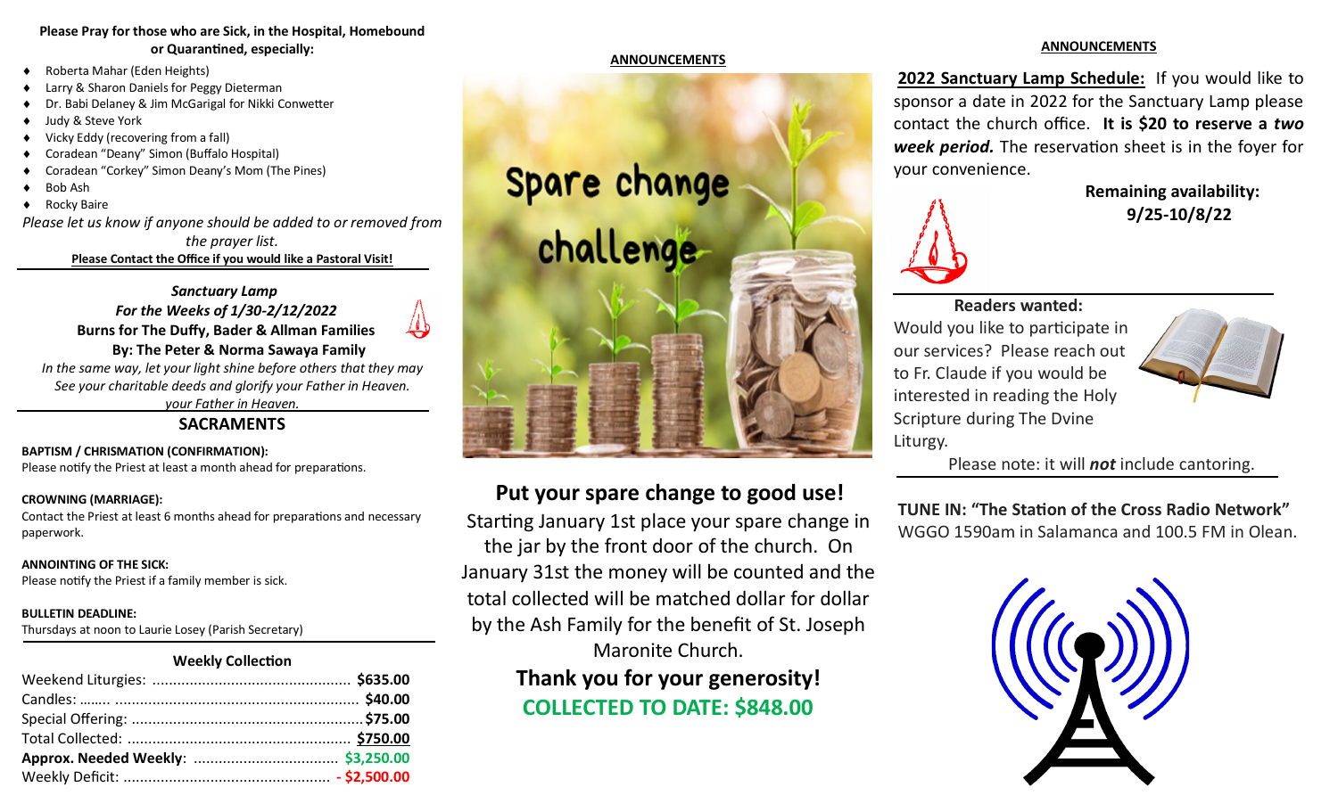**Please Pray for those who are Sick, in the Hospital, Homebound or Quarantined, especially:**

- Roberta Mahar (Eden Heights)
- Larry & Sharon Daniels for Peggy Dieterman
- Dr. Babi Delaney & Jim McGarigal for Nikki Conwetter
- Judy & Steve York
- Vicky Eddy (recovering from a fall)
- Coradean "Deany" Simon (Buffalo Hospital)
- Coradean "Corkey" Simon Deany's Mom (The Pines)
- Bob Ash
- Rocky Baire

*Please let us know if anyone should be added to or removed from the prayer list.*

**Please Contact the Office if you would like a Pastoral Visit!**

***Sanctuary Lamp***

***For the Weeks of 1/30-2/12/2022***

**Burns for The Duffy, Bader & Allman Families**

**By: The Peter & Norma Sawaya Family**

*In the same way, let your light shine before others that they may See your charitable deeds and glorify your Father in Heaven. your Father in Heaven.*

## SACRAMENTS

**BAPTISM / CHRISMATION (CONFIRMATION):**
Please notify the Priest at least a month ahead for preparations.

**CROWNING (MARRIAGE):**
Contact the Priest at least 6 months ahead for preparations and necessary paperwork.

**ANOINTING OF THE SICK:**
Please notify the Priest if a family member is sick.

**BULLETIN DEADLINE:**
Thursdays at noon to Laurie Losey (Parish Secretary)

**Weekly Collection**

| | |
|---|---|
| Weekend Liturgies: | **$635.00** |
| Candles: | **$40.00** |
| Special Offering: | **$75.00** |
| Total Collected: | **$750.00** |
| **Approx. Needed Weekly**: | **$3,250.00** |
| Weekly Deficit: | **- $2,500.00** |

**ANNOUNCEMENTS**

Spare change challenge

## Put your spare change to good use!

Starting January 1st place your spare change in the jar by the front door of the church. On January 31st the money will be counted and the total collected will be matched dollar for dollar by the Ash Family for the benefit of St. Joseph Maronite Church.

**Thank you for your generosity!**

**COLLECTED TO DATE: $848.00**

**ANNOUNCEMENTS**

**2022 Sanctuary Lamp Schedule:** If you would like to sponsor a date in 2022 for the Sanctuary Lamp please contact the church office. **It is $20 to reserve a *two week period.*** The reservation sheet is in the foyer for your convenience.

**Remaining availability: 9/25-10/8/22**

**Readers wanted:**

Would you like to participate in our services? Please reach out to Fr. Claude if you would be interested in reading the Holy Scripture during The Dvine Liturgy.

Please note: it will ***not*** include cantoring.

**TUNE IN: "The Station of the Cross Radio Network"**
WGGO 1590am in Salamanca and 100.5 FM in Olean.